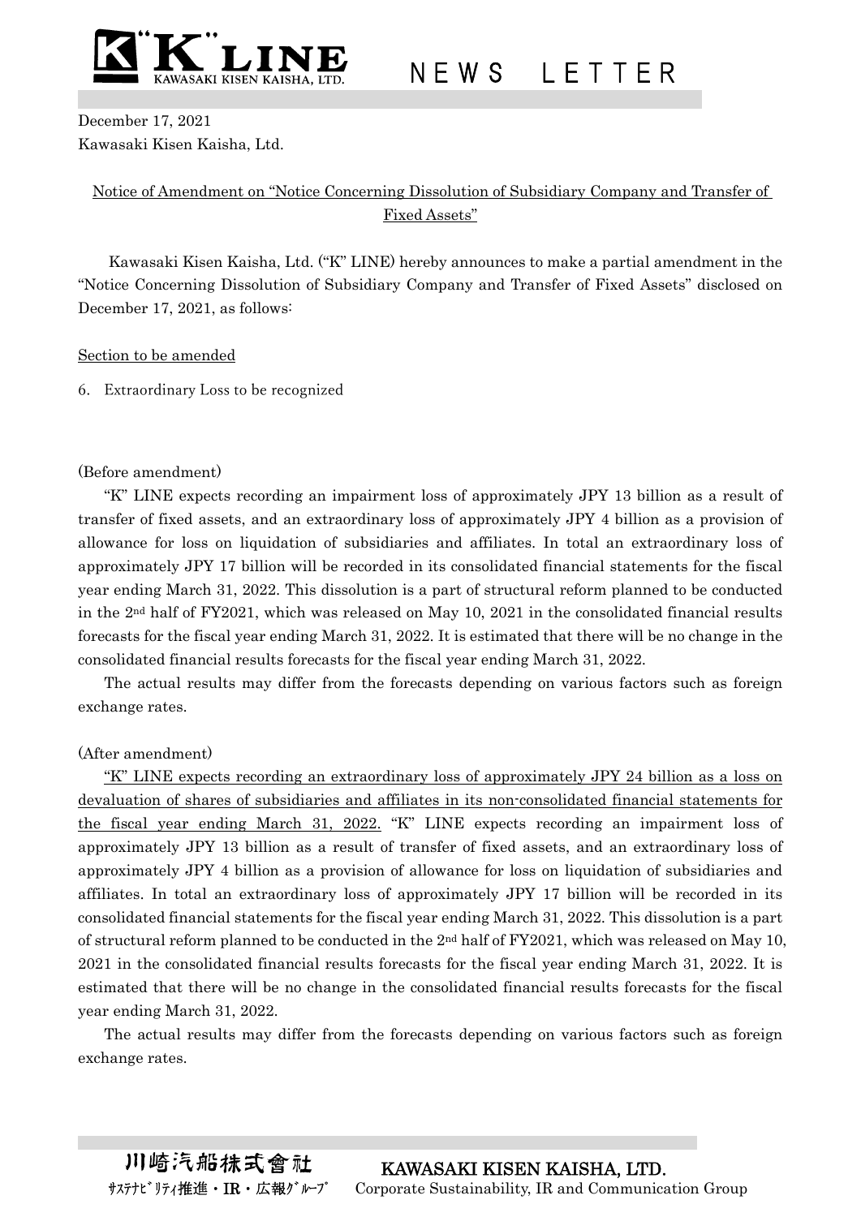"K" LINE NEWS LETTER

December 17, 2021
Kawasaki Kisen Kaisha, Ltd.

## Notice of Amendment on "Notice Concerning Dissolution of Subsidiary Company and Transfer of Fixed Assets"

Kawasaki Kisen Kaisha, Ltd. ("K" LINE) hereby announces to make a partial amendment in the "Notice Concerning Dissolution of Subsidiary Company and Transfer of Fixed Assets" disclosed on December 17, 2021, as follows:

Section to be amended

6. Extraordinary Loss to be recognized

(Before amendment)

"K" LINE expects recording an impairment loss of approximately JPY 13 billion as a result of transfer of fixed assets, and an extraordinary loss of approximately JPY 4 billion as a provision of allowance for loss on liquidation of subsidiaries and affiliates. In total an extraordinary loss of approximately JPY 17 billion will be recorded in its consolidated financial statements for the fiscal year ending March 31, 2022. This dissolution is a part of structural reform planned to be conducted in the 2nd half of FY2021, which was released on May 10, 2021 in the consolidated financial results forecasts for the fiscal year ending March 31, 2022. It is estimated that there will be no change in the consolidated financial results forecasts for the fiscal year ending March 31, 2022.

The actual results may differ from the forecasts depending on various factors such as foreign exchange rates.

(After amendment)

"K" LINE expects recording an extraordinary loss of approximately JPY 24 billion as a loss on devaluation of shares of subsidiaries and affiliates in its non-consolidated financial statements for the fiscal year ending March 31, 2022. "K" LINE expects recording an impairment loss of approximately JPY 13 billion as a result of transfer of fixed assets, and an extraordinary loss of approximately JPY 4 billion as a provision of allowance for loss on liquidation of subsidiaries and affiliates. In total an extraordinary loss of approximately JPY 17 billion will be recorded in its consolidated financial statements for the fiscal year ending March 31, 2022. This dissolution is a part of structural reform planned to be conducted in the 2nd half of FY2021, which was released on May 10, 2021 in the consolidated financial results forecasts for the fiscal year ending March 31, 2022. It is estimated that there will be no change in the consolidated financial results forecasts for the fiscal year ending March 31, 2022.

The actual results may differ from the forecasts depending on various factors such as foreign exchange rates.

川崎汽船株式會社 KAWASAKI KISEN KAISHA, LTD.
ｻｽﾃﾅﾋﾞﾘﾃｨ推進・IR・広報ｸﾞﾙｰﾌﾟ Corporate Sustainability, IR and Communication Group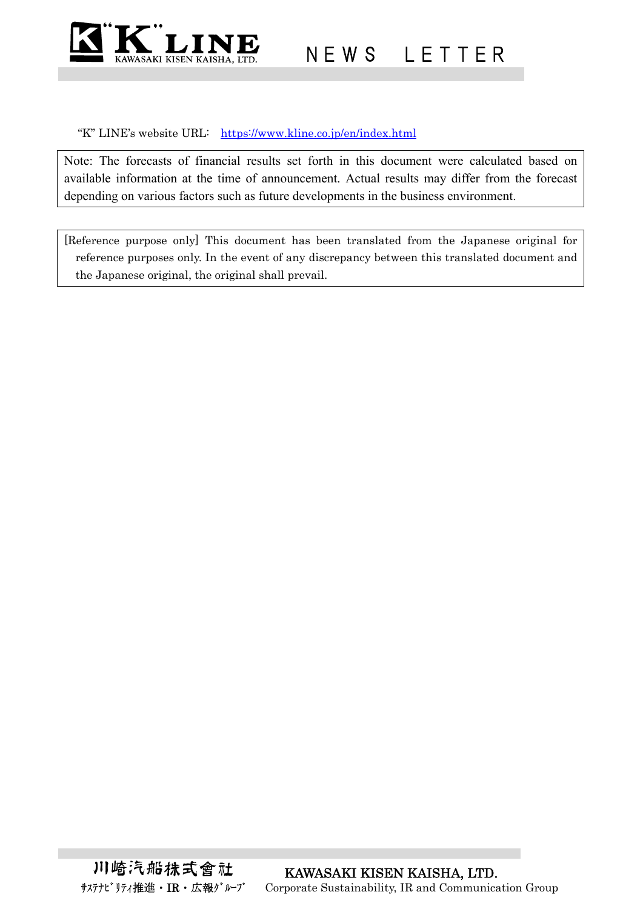“K” LINE’s website URL: https://www.kline.co.jp/en/index.html

Note: The forecasts of financial results set forth in this document were calculated based on available information at the time of announcement. Actual results may differ from the forecast depending on various factors such as future developments in the business environment.

[Reference purpose only] This document has been translated from the Japanese original for reference purposes only. In the event of any discrepancy between this translated document and the Japanese original, the original shall prevail.